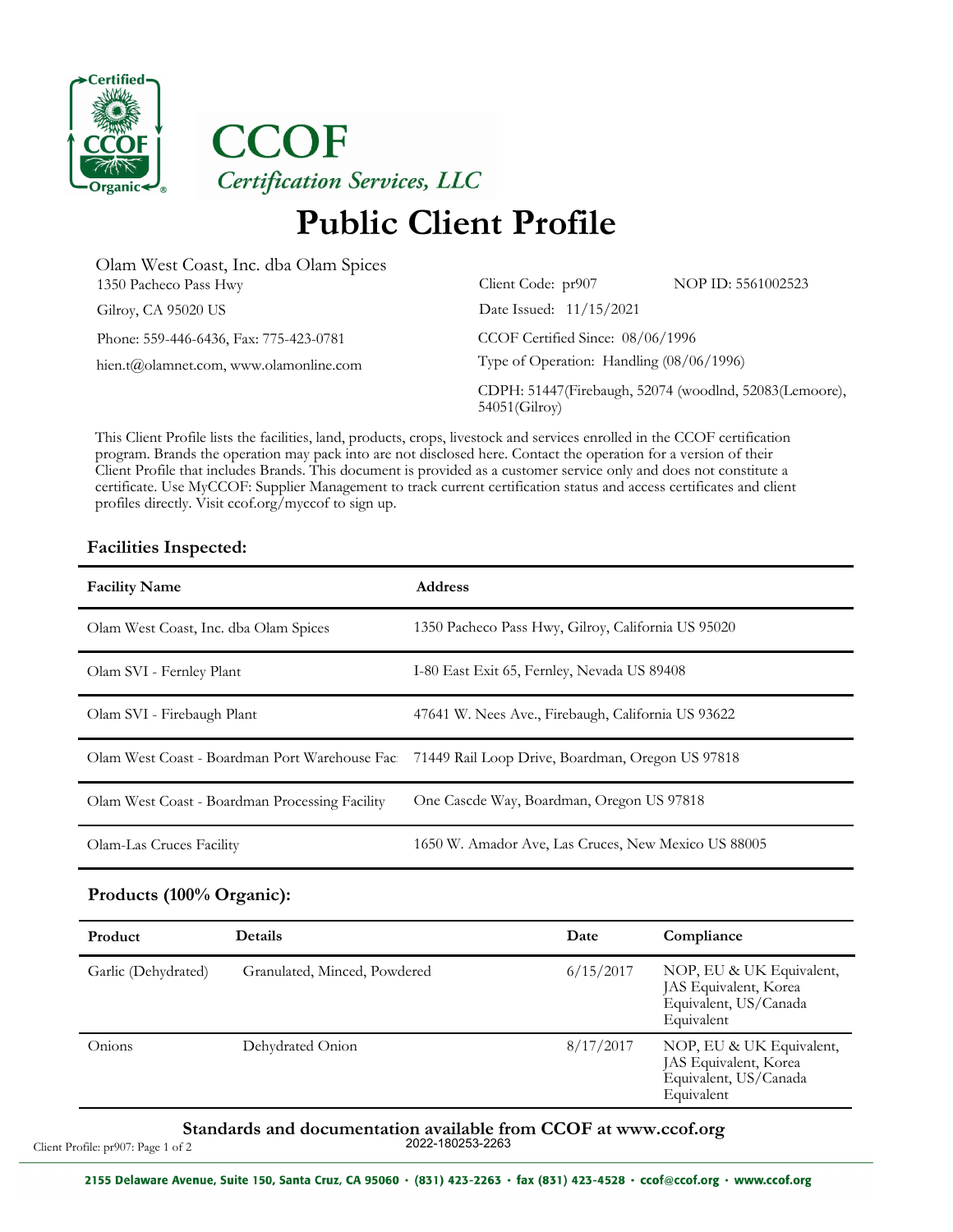CCOF

*Certification Services, LLC*

# Public Client Profile

Olam West Coast, Inc. dba Olam Spices
1350 Pacheco Pass Hwy
Gilroy, CA 95020 US
Phone: 559-446-6436, Fax: 775-423-0781
hien.t@olamnet.com, www.olamonline.com

Client Code: pr907 NOP ID: 5561002523
Date Issued: 11/15/2021
CCOF Certified Since: 08/06/1996
Type of Operation: Handling (08/06/1996)
CDPH: 51447(Firebaugh, 52074 (woodlnd, 52083(Lemoore), 54051(Gilroy)

This Client Profile lists the facilities, land, products, crops, livestock and services enrolled in the CCOF certification program. Brands the operation may pack into are not disclosed here. Contact the operation for a version of their Client Profile that includes Brands. This document is provided as a customer service only and does not constitute a certificate. Use MyCCOF: Supplier Management to track current certification status and access certificates and client profiles directly. Visit ccof.org/myccof to sign up.

## Facilities Inspected:

| Facility Name | Address |
|---|---|
| Olam West Coast, Inc. dba Olam Spices | 1350 Pacheco Pass Hwy, Gilroy, California US 95020 |
| Olam SVI - Fernley Plant | I-80 East Exit 65, Fernley, Nevada US 89408 |
| Olam SVI - Firebaugh Plant | 47641 W. Nees Ave., Firebaugh, California US 93622 |
| Olam West Coast - Boardman Port Warehouse Fac | 71449 Rail Loop Drive, Boardman, Oregon US 97818 |
| Olam West Coast - Boardman Processing Facility | One Cascde Way, Boardman, Oregon US 97818 |
| Olam-Las Cruces Facility | 1650 W. Amador Ave, Las Cruces, New Mexico US 88005 |

## Products (100% Organic):

| Product | Details | Date | Compliance |
|---|---|---|---|
| Garlic (Dehydrated) | Granulated, Minced, Powdered | 6/15/2017 | NOP, EU & UK Equivalent, JAS Equivalent, Korea Equivalent, US/Canada Equivalent |
| Onions | Dehydrated Onion | 8/17/2017 | NOP, EU & UK Equivalent, JAS Equivalent, Korea Equivalent, US/Canada Equivalent |

**Standards and documentation available from CCOF at www.ccof.org**

2022-180253-2263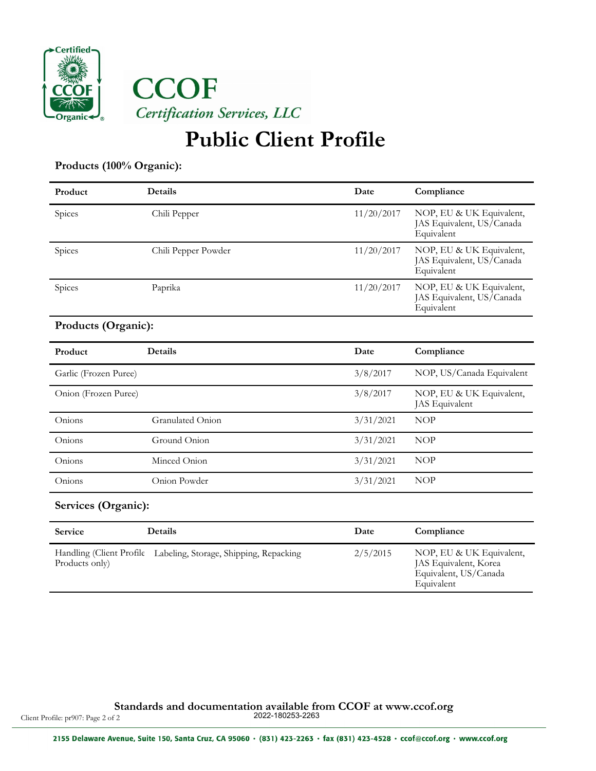# Public Client Profile

**CCOF Certification Services, LLC**

### Products (100% Organic):

| Product | Details | Date | Compliance |
|---|---|---|---|
| Spices | Chili Pepper | 11/20/2017 | NOP, EU & UK Equivalent, JAS Equivalent, US/Canada Equivalent |
| Spices | Chili Pepper Powder | 11/20/2017 | NOP, EU & UK Equivalent, JAS Equivalent, US/Canada Equivalent |
| Spices | Paprika | 11/20/2017 | NOP, EU & UK Equivalent, JAS Equivalent, US/Canada Equivalent |

### Products (Organic):

| Product | Details | Date | Compliance |
|---|---|---|---|
| Garlic (Frozen Puree) | | 3/8/2017 | NOP, US/Canada Equivalent |
| Onion (Frozen Puree) | | 3/8/2017 | NOP, EU & UK Equivalent, JAS Equivalent |
| Onions | Granulated Onion | 3/31/2021 | NOP |
| Onions | Ground Onion | 3/31/2021 | NOP |
| Onions | Minced Onion | 3/31/2021 | NOP |
| Onions | Onion Powder | 3/31/2021 | NOP |

### Services (Organic):

| Service | Details | Date | Compliance |
|---|---|---|---|
| Handling (Client Profile Products only) | Labeling, Storage, Shipping, Repacking | 2/5/2015 | NOP, EU & UK Equivalent, JAS Equivalent, Korea Equivalent, US/Canada Equivalent |

**Standards and documentation available from CCOF at www.ccof.org**

2022-180253-2263

2155 Delaware Avenue, Suite 150, Santa Cruz, CA 95060 · (831) 423-2263 · fax (831) 423-4528 · ccof@ccof.org · www.ccof.org